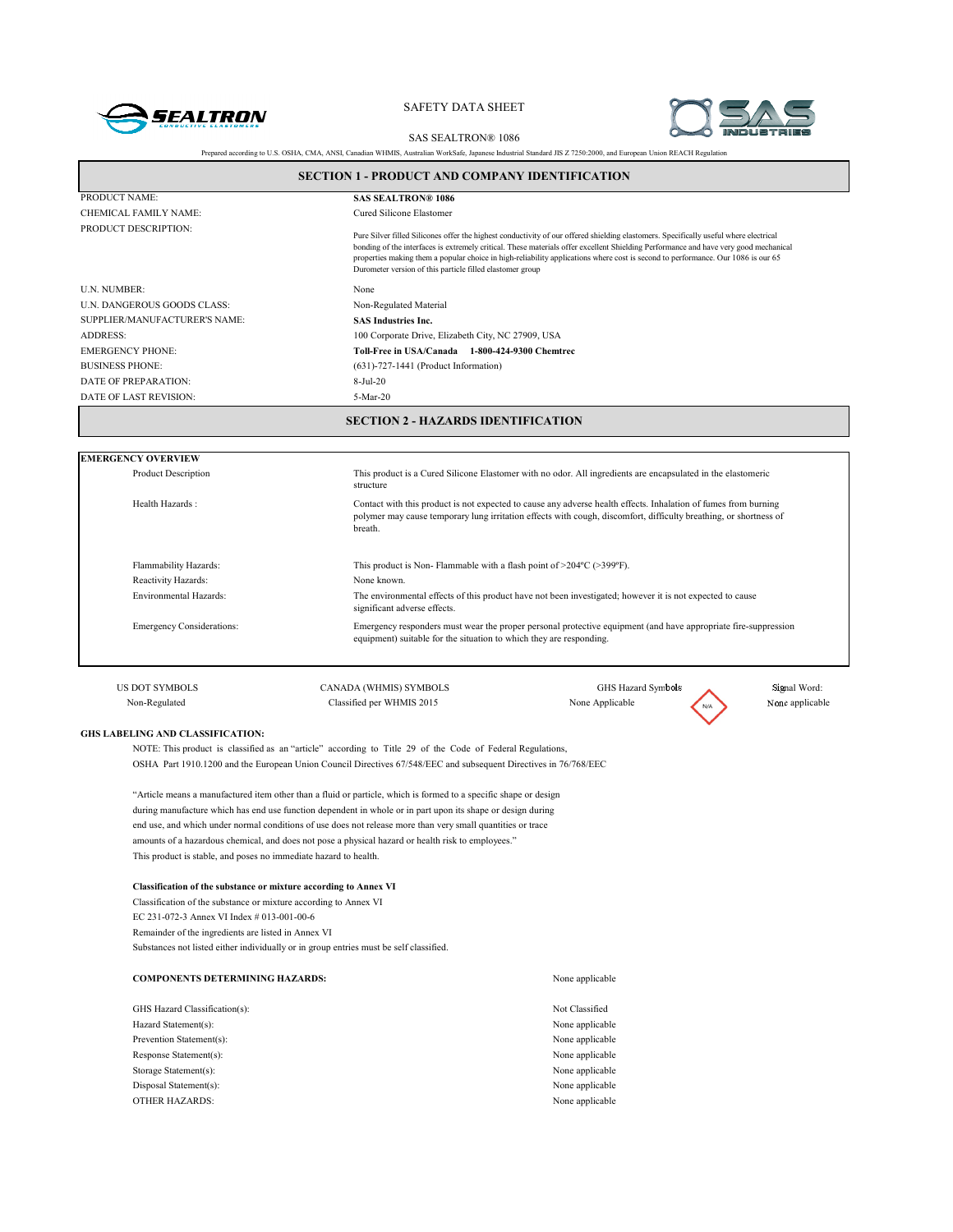SAFETY DATA SHEET

SAS SEALTRON® 1086

Prepared according to U.S. OSHA, CMA, ANSI, Canadian WHMIS, Australian WorkSafe, Japanese Industrial Standard JIS Z 7250:2000, and European Union REACH Regulation

## SECTION 1 - PRODUCT AND COMPANY IDENTIFICATION

| | |
|---|---|
| PRODUCT NAME: | **SAS SEALTRON® 1086** |
| CHEMICAL FAMILY NAME: | Cured Silicone Elastomer |
| PRODUCT DESCRIPTION: | Pure Silver filled Silicones offer the highest conductivity of our offered shielding elastomers. Specifically useful where electrical bonding of the interfaces is extremely critical. These materials offer excellent Shielding Performance and have very good mechanical properties making them a popular choice in high-reliability applications where cost is second to performance. Our 1086 is our 65 Durometer version of this particle filled elastomer group |
| U.N. NUMBER: | None |
| U.N. DANGEROUS GOODS CLASS: | Non-Regulated Material |
| SUPPLIER/MANUFACTURER'S NAME: | **SAS Industries Inc.** |
| ADDRESS: | 100 Corporate Drive, Elizabeth City, NC 27909, USA |
| EMERGENCY PHONE: | **Toll-Free in USA/Canada 1-800-424-9300 Chemtrec** |
| BUSINESS PHONE: | (631)-727-1441 (Product Information) |
| DATE OF PREPARATION: | 8-Jul-20 |
| DATE OF LAST REVISION: | 5-Mar-20 |

## SECTION 2 - HAZARDS IDENTIFICATION

**EMERGENCY OVERVIEW**

| | |
|---|---|
| Product Description | This product is a Cured Silicone Elastomer with no odor. All ingredients are encapsulated in the elastomeric structure |
| Health Hazards : | Contact with this product is not expected to cause any adverse health effects. Inhalation of fumes from burning polymer may cause temporary lung irritation effects with cough, discomfort, difficulty breathing, or shortness of breath. |
| Flammability Hazards: | This product is Non- Flammable with a flash point of >204ºC (>399ºF). |
| Reactivity Hazards: | None known. |
| Environmental Hazards: | The environmental effects of this product have not been investigated; however it is not expected to cause significant adverse effects. |
| Emergency Considerations: | Emergency responders must wear the proper personal protective equipment (and have appropriate fire-suppression equipment) suitable for the situation to which they are responding. |

| US DOT SYMBOLS | CANADA (WHMIS) SYMBOLS | GHS Hazard Symbols | Signal Word: |
|---|---|---|---|
| Non-Regulated | Classified per WHMIS 2015 | None Applicable N/A | None applicable |

**GHS LABELING AND CLASSIFICATION:**

NOTE: This product is classified as an "article" according to Title 29 of the Code of Federal Regulations, OSHA Part 1910.1200 and the European Union Council Directives 67/548/EEC and subsequent Directives in 76/768/EEC

"Article means a manufactured item other than a fluid or particle, which is formed to a specific shape or design during manufacture which has end use function dependent in whole or in part upon its shape or design during end use, and which under normal conditions of use does not release more than very small quantities or trace amounts of a hazardous chemical, and does not pose a physical hazard or health risk to employees."

This product is stable, and poses no immediate hazard to health.

**Classification of the substance or mixture according to Annex VI**

Classification of the substance or mixture according to Annex VI

EC 231-072-3 Annex VI Index # 013-001-00-6

Remainder of the ingredients are listed in Annex VI

Substances not listed either individually or in group entries must be self classified.

| | |
|---|---|
| **COMPONENTS DETERMINING HAZARDS:** | None applicable |
| GHS Hazard Classification(s): | Not Classified |
| Hazard Statement(s): | None applicable |
| Prevention Statement(s): | None applicable |
| Response Statement(s): | None applicable |
| Storage Statement(s): | None applicable |
| Disposal Statement(s): | None applicable |
| OTHER HAZARDS: | None applicable |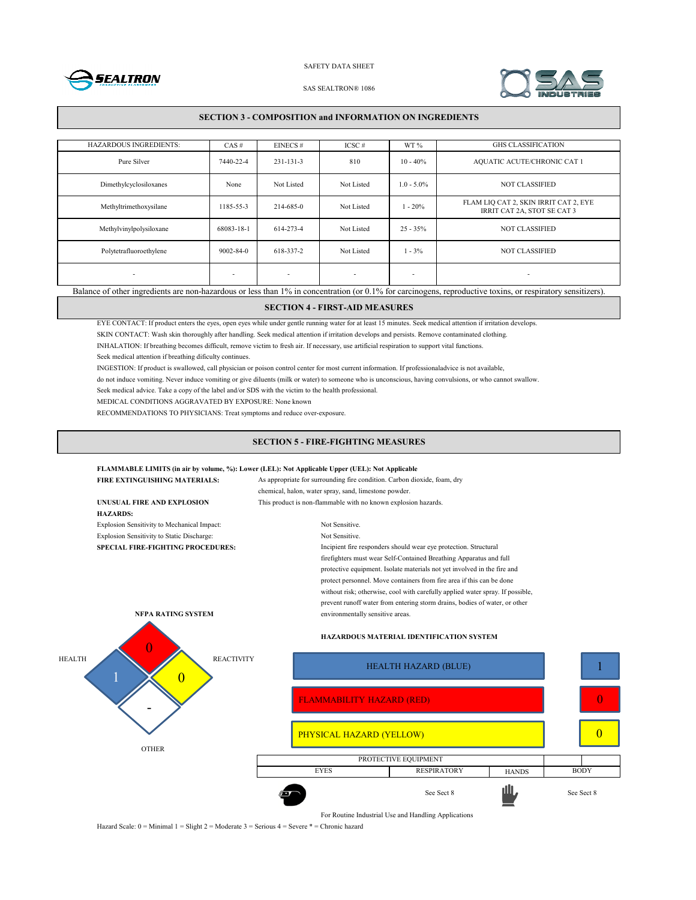## SECTION 3 - COMPOSITION and INFORMATION ON INGREDIENTS

| HAZARDOUS INGREDIENTS: | CAS # | EINECS # | ICSC # | WT % | GHS CLASSIFICATION |
|---|---|---|---|---|---|
| Pure Silver | 7440-22-4 | 231-131-3 | 810 | 10 - 40% | AQUATIC ACUTE/CHRONIC CAT 1 |
| Dimethylcyclosiloxanes | None | Not Listed | Not Listed | 1.0 - 5.0% | NOT CLASSIFIED |
| Methyltrimethoxysilane | 1185-55-3 | 214-685-0 | Not Listed | 1 - 20% | FLAM LIQ CAT 2, SKIN IRRIT CAT 2, EYE IRRIT CAT 2A, STOT SE CAT 3 |
| Methylvinylpolysiloxane | 68083-18-1 | 614-273-4 | Not Listed | 25 - 35% | NOT CLASSIFIED |
| Polytetrafluoroethylene | 9002-84-0 | 618-337-2 | Not Listed | 1 - 3% | NOT CLASSIFIED |
| - | - | - | - | - | - |

Balance of other ingredients are non-hazardous or less than 1% in concentration (or 0.1% for carcinogens, reproductive toxins, or respiratory sensitizers).

## SECTION 4 - FIRST-AID MEASURES

EYE CONTACT: If product enters the eyes, open eyes while under gentle running water for at least 15 minutes. Seek medical attention if irritation develops.

SKIN CONTACT: Wash skin thoroughly after handling. Seek medical attention if irritation develops and persists. Remove contaminated clothing.

INHALATION: If breathing becomes difficult, remove victim to fresh air. If necessary, use artificial respiration to support vital functions.
Seek medical attention if breathing dificulty continues.

INGESTION: If product is swallowed, call physician or poison control center for most current information. If professionaladvice is not available, do not induce vomiting. Never induce vomiting or give diluents (milk or water) to someone who is unconscious, having convulsions, or who cannot swallow. Seek medical advice. Take a copy of the label and/or SDS with the victim to the health professional.

MEDICAL CONDITIONS AGGRAVATED BY EXPOSURE: None known

RECOMMENDATIONS TO PHYSICIANS: Treat symptoms and reduce over-exposure.

## SECTION 5 - FIRE-FIGHTING MEASURES

**FLAMMABLE LIMITS (in air by volume, %): Lower (LEL): Not Applicable Upper (UEL): Not Applicable**

**FIRE EXTINGUISHING MATERIALS:** As appropriate for surrounding fire condition. Carbon dioxide, foam, dry chemical, halon, water spray, sand, limestone powder.

**UNUSUAL FIRE AND EXPLOSION HAZARDS:** This product is non-flammable with no known explosion hazards.

Explosion Sensitivity to Mechanical Impact: Not Sensitive.

Explosion Sensitivity to Static Discharge: Not Sensitive.

**SPECIAL FIRE-FIGHTING PROCEDURES:** Incipient fire responders should wear eye protection. Structural firefighters must wear Self-Contained Breathing Apparatus and full protective equipment. Isolate materials not yet involved in the fire and protect personnel. Move containers from fire area if this can be done without risk; otherwise, cool with carefully applied water spray. If possible, prevent runoff water from entering storm drains, bodies of water, or other environmentally sensitive areas.

**NFPA RATING SYSTEM**

| HEALTH | FLAMMABILITY | REACTIVITY | OTHER |
|---|---|---|---|
| 1 | 0 | 0 | - |

**HAZARDOUS MATERIAL IDENTIFICATION SYSTEM**

| | |
|---|---|
| HEALTH HAZARD (BLUE) | 1 |
| FLAMMABILITY HAZARD (RED) | 0 |
| PHYSICAL HAZARD (YELLOW) | 0 |

| PROTECTIVE EQUIPMENT | | | |
|---|---|---|---|
| EYES | RESPIRATORY | HANDS | BODY |
| | See Sect 8 | | See Sect 8 |

For Routine Industrial Use and Handling Applications

Hazard Scale: 0 = Minimal 1 = Slight 2 = Moderate 3 = Serious 4 = Severe * = Chronic hazard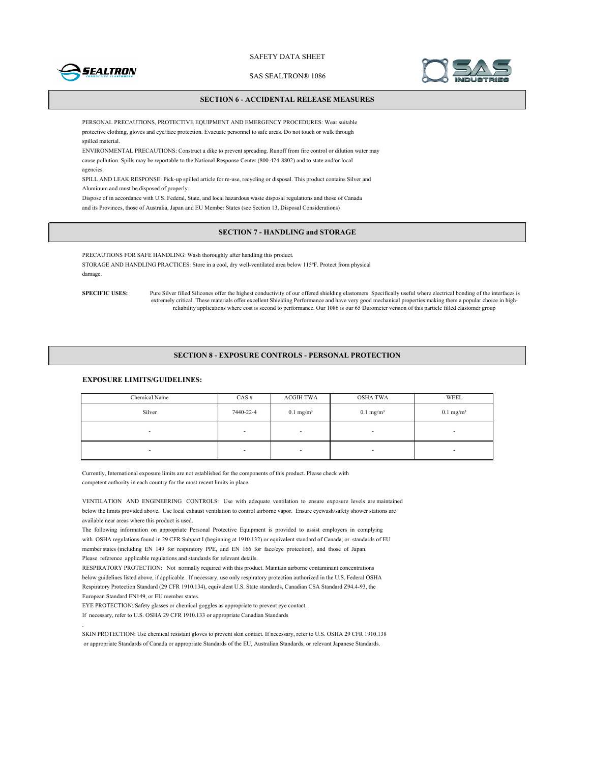## SECTION 6 - ACCIDENTAL RELEASE MEASURES

PERSONAL PRECAUTIONS, PROTECTIVE EQUIPMENT AND EMERGENCY PROCEDURES: Wear suitable protective clothing, gloves and eye/face protection. Evacuate personnel to safe areas. Do not touch or walk through spilled material.

ENVIRONMENTAL PRECAUTIONS: Construct a dike to prevent spreading. Runoff from fire control or dilution water may cause pollution. Spills may be reportable to the National Response Center (800-424-8802) and to state and/or local agencies.

SPILL AND LEAK RESPONSE: Pick-up spilled article for re-use, recycling or disposal. This product contains Silver and Aluminum and must be disposed of properly.

Dispose of in accordance with U.S. Federal, State, and local hazardous waste disposal regulations and those of Canada and its Provinces, those of Australia, Japan and EU Member States (see Section 13, Disposal Considerations)

## SECTION 7 - HANDLING and STORAGE

PRECAUTIONS FOR SAFE HANDLING: Wash thoroughly after handling this product.

STORAGE AND HANDLING PRACTICES: Store in a cool, dry well-ventilated area below 115ºF. Protect from physical damage.

**SPECIFIC USES:** Pure Silver filled Silicones offer the highest conductivity of our offered shielding elastomers. Specifically useful where electrical bonding of the interfaces is extremely critical. These materials offer excellent Shielding Performance and have very good mechanical properties making them a popular choice in high-reliability applications where cost is second to performance. Our 1086 is our 65 Durometer version of this particle filled elastomer group

## SECTION 8 - EXPOSURE CONTROLS - PERSONAL PROTECTION

**EXPOSURE LIMITS/GUIDELINES:**

| Chemical Name | CAS # | ACGIH TWA | OSHA TWA | WEEL |
|---|---|---|---|---|
| Silver | 7440-22-4 | 0.1 mg/m³ | 0.1 mg/m³ | 0.1 mg/m³ |
| - | - | - | - | - |
| - | - | - | - | - |

Currently, International exposure limits are not established for the components of this product. Please check with competent authority in each country for the most recent limits in place.

VENTILATION AND ENGINEERING CONTROLS: Use with adequate ventilation to ensure exposure levels are maintained below the limits provided above. Use local exhaust ventilation to control airborne vapor. Ensure eyewash/safety shower stations are available near areas where this product is used.

The following information on appropriate Personal Protective Equipment is provided to assist employers in complying with OSHA regulations found in 29 CFR Subpart I (beginning at 1910.132) or equivalent standard of Canada, or standards of EU member states (including EN 149 for respiratory PPE, and EN 166 for face/eye protection), and those of Japan. Please reference applicable regulations and standards for relevant details.

RESPIRATORY PROTECTION: Not normally required with this product. Maintain airborne contaminant concentrations below guidelines listed above, if applicable. If necessary, use only respiratory protection authorized in the U.S. Federal OSHA Respiratory Protection Standard (29 CFR 1910.134), equivalent U.S. State standards, Canadian CSA Standard Z94.4-93, the European Standard EN149, or EU member states.

EYE PROTECTION: Safety glasses or chemical goggles as appropriate to prevent eye contact. If necessary, refer to U.S. OSHA 29 CFR 1910.133 or appropriate Canadian Standards

SKIN PROTECTION: Use chemical resistant gloves to prevent skin contact. If necessary, refer to U.S. OSHA 29 CFR 1910.138 or appropriate Standards of Canada or appropriate Standards of the EU, Australian Standards, or relevant Japanese Standards.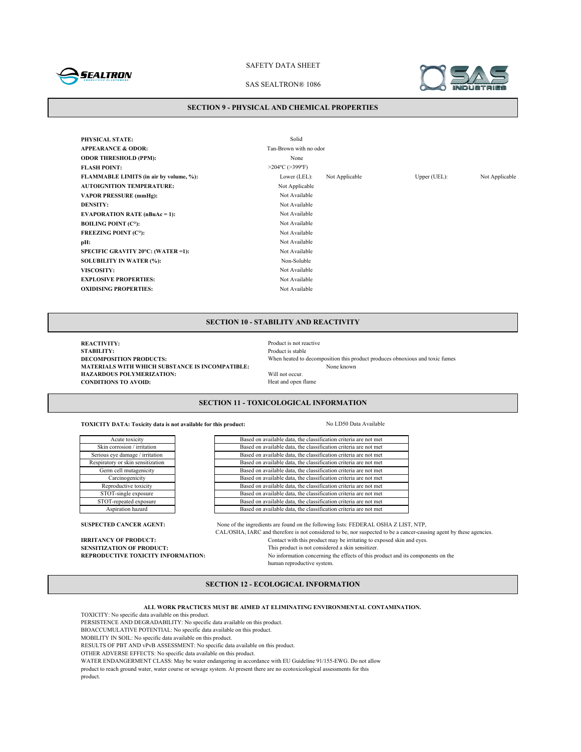## SECTION 9 - PHYSICAL AND CHEMICAL PROPERTIES

| | | | | |
|---|---|---|---|---|
| **PHYSICAL STATE:** | Solid | | | |
| **APPEARANCE & ODOR:** | Tan-Brown with no odor | | | |
| **ODOR THRESHOLD (PPM):** | None | | | |
| **FLASH POINT:** | >204ºC (>399ºF) | | | |
| **FLAMMABLE LIMITS (in air by volume, %):** | Lower (LEL): | Not Applicable | Upper (UEL): | Not Applicable |
| **AUTOIGNITION TEMPERATURE:** | Not Applicable | | | |
| **VAPOR PRESSURE (mmHg):** | Not Available | | | |
| **DENSITY:** | Not Available | | | |
| **EVAPORATION RATE (nBuAc = 1):** | Not Available | | | |
| **BOILING POINT (C°):** | Not Available | | | |
| **FREEZING POINT (C°):** | Not Available | | | |
| **pH:** | Not Available | | | |
| **SPECIFIC GRAVITY 20°C: (WATER =1):** | Not Available | | | |
| **SOLUBILITY IN WATER (%):** | Non-Soluble | | | |
| **VISCOSITY:** | Not Available | | | |
| **EXPLOSIVE PROPERTIES:** | Not Available | | | |
| **OXIDISING PROPERTIES:** | Not Available | | | |

## SECTION 10 - STABILITY AND REACTIVITY

**REACTIVITY:** Product is not reactive
**STABILITY:** Product is stable
**DECOMPOSITION PRODUCTS:** When heated to decomposition this product produces obnoxious and toxic fumes
**MATERIALS WITH WHICH SUBSTANCE IS INCOMPATIBLE:** None known
**HAZARDOUS POLYMERIZATION:** Will not occur.
**CONDITIONS TO AVOID:** Heat and open flame

## SECTION 11 - TOXICOLOGICAL INFORMATION

**TOXICITY DATA: Toxicity data is not available for this product:** No LD50 Data Available

| Hazard class | Classification |
|---|---|
| Acute toxicity | Based on available data, the classification criteria are not met |
| Skin corrosion / irritation | Based on available data, the classification criteria are not met |
| Serious eye damage / irritation | Based on available data, the classification criteria are not met |
| Respiratory or skin sensitization | Based on available data, the classification criteria are not met |
| Germ cell mutagenicity | Based on available data, the classification criteria are not met |
| Carcinogenicity | Based on available data, the classification criteria are not met |
| Reproductive toxicity | Based on available data, the classification criteria are not met |
| STOT-single exposure | Based on available data, the classification criteria are not met |
| STOT-repeated exposure | Based on available data, the classification criteria are not met |
| Aspiration hazard | Based on available data, the classification criteria are not met |

**SUSPECTED CANCER AGENT:** None of the ingredients are found on the following lists: FEDERAL OSHA Z LIST, NTP, CAL/OSHA, IARC and therefore is not considered to be, nor suspected to be a cancer-causing agent by these agencies.
**IRRITANCY OF PRODUCT:** Contact with this product may be irritating to exposed skin and eyes.
**SENSITIZATION OF PRODUCT:** This product is not considered a skin sensitizer.
**REPRODUCTIVE TOXICITY INFORMATION:** No information concerning the effects of this product and its components on the human reproductive system.

## SECTION 12 - ECOLOGICAL INFORMATION

**ALL WORK PRACTICES MUST BE AIMED AT ELIMINATING ENVIRONMENTAL CONTAMINATION.**

TOXICITY: No specific data available on this product.
PERSISTENCE AND DEGRADABILITY: No specific data available on this product.
BIOACCUMULATIVE POTENTIAL: No specific data available on this product.
MOBILITY IN SOIL: No specific data available on this product.
RESULTS OF PBT AND vPvB ASSESSMENT: No specific data available on this product.
OTHER ADVERSE EFFECTS: No specific data available on this product.
WATER ENDANGERMENT CLASS: May be water endangering in accordance with EU Guideline 91/155-EWG. Do not allow product to reach ground water, water course or sewage system. At present there are no ecotoxicological assessments for this product.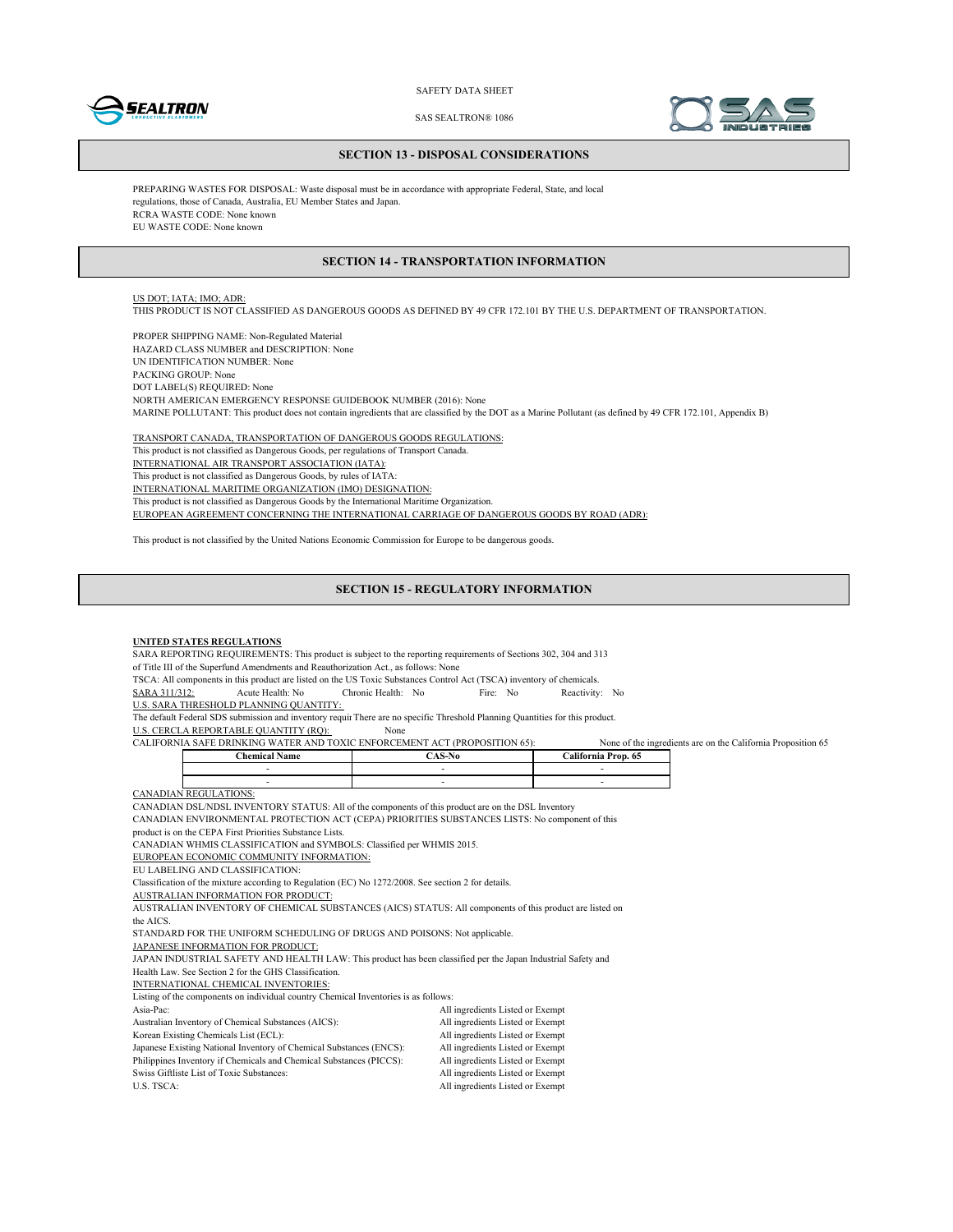## SECTION 13 - DISPOSAL CONSIDERATIONS

PREPARING WASTES FOR DISPOSAL: Waste disposal must be in accordance with appropriate Federal, State, and local regulations, those of Canada, Australia, EU Member States and Japan.
RCRA WASTE CODE: None known
EU WASTE CODE: None known

## SECTION 14 - TRANSPORTATION INFORMATION

US DOT; IATA; IMO; ADR:
THIS PRODUCT IS NOT CLASSIFIED AS DANGEROUS GOODS AS DEFINED BY 49 CFR 172.101 BY THE U.S. DEPARTMENT OF TRANSPORTATION.

PROPER SHIPPING NAME: Non-Regulated Material
HAZARD CLASS NUMBER and DESCRIPTION: None
UN IDENTIFICATION NUMBER: None
PACKING GROUP: None
DOT LABEL(S) REQUIRED: None
NORTH AMERICAN EMERGENCY RESPONSE GUIDEBOOK NUMBER (2016): None
MARINE POLLUTANT: This product does not contain ingredients that are classified by the DOT as a Marine Pollutant (as defined by 49 CFR 172.101, Appendix B)

TRANSPORT CANADA, TRANSPORTATION OF DANGEROUS GOODS REGULATIONS:
This product is not classified as Dangerous Goods, per regulations of Transport Canada.
INTERNATIONAL AIR TRANSPORT ASSOCIATION (IATA):
This product is not classified as Dangerous Goods, by rules of IATA:
INTERNATIONAL MARITIME ORGANIZATION (IMO) DESIGNATION:
This product is not classified as Dangerous Goods by the International Maritime Organization.
EUROPEAN AGREEMENT CONCERNING THE INTERNATIONAL CARRIAGE OF DANGEROUS GOODS BY ROAD (ADR):

This product is not classified by the United Nations Economic Commission for Europe to be dangerous goods.

## SECTION 15 - REGULATORY INFORMATION

**UNITED STATES REGULATIONS**
SARA REPORTING REQUIREMENTS: This product is subject to the reporting requirements of Sections 302, 304 and 313 of Title III of the Superfund Amendments and Reauthorization Act., as follows: None
TSCA: All components in this product are listed on the US Toxic Substances Control Act (TSCA) inventory of chemicals.
SARA 311/312: Acute Health: No Chronic Health: No Fire: No Reactivity: No
U.S. SARA THRESHOLD PLANNING QUANTITY:
The default Federal SDS submission and inventory requir There are no specific Threshold Planning Quantities for this product.
U.S. CERCLA REPORTABLE QUANTITY (RQ): None
CALIFORNIA SAFE DRINKING WATER AND TOXIC ENFORCEMENT ACT (PROPOSITION 65): None of the ingredients are on the California Proposition 65

| Chemical Name | CAS-No | California Prop. 65 |
| --- | --- | --- |
| - | - | - |
| - | - | - |

CANADIAN REGULATIONS:
CANADIAN DSL/NDSL INVENTORY STATUS: All of the components of this product are on the DSL Inventory
CANADIAN ENVIRONMENTAL PROTECTION ACT (CEPA) PRIORITIES SUBSTANCES LISTS: No component of this product is on the CEPA First Priorities Substance Lists.
CANADIAN WHMIS CLASSIFICATION and SYMBOLS: Classified per WHMIS 2015.
EUROPEAN ECONOMIC COMMUNITY INFORMATION:
EU LABELING AND CLASSIFICATION:
Classification of the mixture according to Regulation (EC) No 1272/2008. See section 2 for details.
AUSTRALIAN INFORMATION FOR PRODUCT:
AUSTRALIAN INVENTORY OF CHEMICAL SUBSTANCES (AICS) STATUS: All components of this product are listed on the AICS.
STANDARD FOR THE UNIFORM SCHEDULING OF DRUGS AND POISONS: Not applicable.
JAPANESE INFORMATION FOR PRODUCT:
JAPAN INDUSTRIAL SAFETY AND HEALTH LAW: This product has been classified per the Japan Industrial Safety and Health Law. See Section 2 for the GHS Classification.
INTERNATIONAL CHEMICAL INVENTORIES:
Listing of the components on individual country Chemical Inventories is as follows:

| | |
| --- | --- |
| Asia-Pac: | All ingredients Listed or Exempt |
| Australian Inventory of Chemical Substances (AICS): | All ingredients Listed or Exempt |
| Korean Existing Chemicals List (ECL): | All ingredients Listed or Exempt |
| Japanese Existing National Inventory of Chemical Substances (ENCS): | All ingredients Listed or Exempt |
| Philippines Inventory if Chemicals and Chemical Substances (PICCS): | All ingredients Listed or Exempt |
| Swiss Giftliste List of Toxic Substances: | All ingredients Listed or Exempt |
| U.S. TSCA: | All ingredients Listed or Exempt |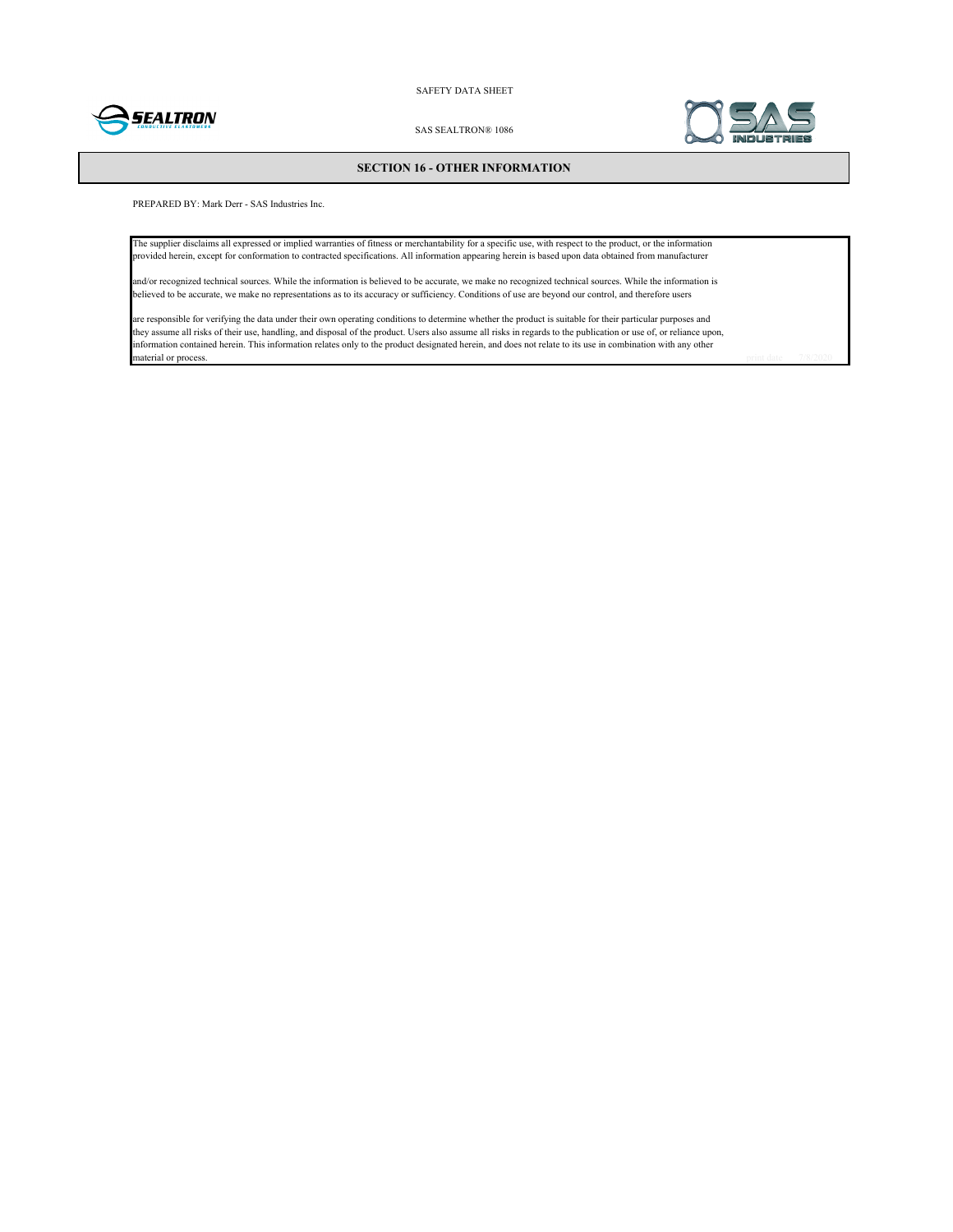## SECTION 16 - OTHER INFORMATION

PREPARED BY: Mark Derr - SAS Industries Inc.

The supplier disclaims all expressed or implied warranties of fitness or merchantability for a specific use, with respect to the product, or the information provided herein, except for conformation to contracted specifications. All information appearing herein is based upon data obtained from manufacturer

and/or recognized technical sources. While the information is believed to be accurate, we make no recognized technical sources. While the information is believed to be accurate, we make no representations as to its accuracy or sufficiency. Conditions of use are beyond our control, and therefore users

are responsible for verifying the data under their own operating conditions to determine whether the product is suitable for their particular purposes and they assume all risks of their use, handling, and disposal of the product. Users also assume all risks in regards to the publication or use of, or reliance upon, information contained herein. This information relates only to the product designated herein, and does not relate to its use in combination with any other material or process.